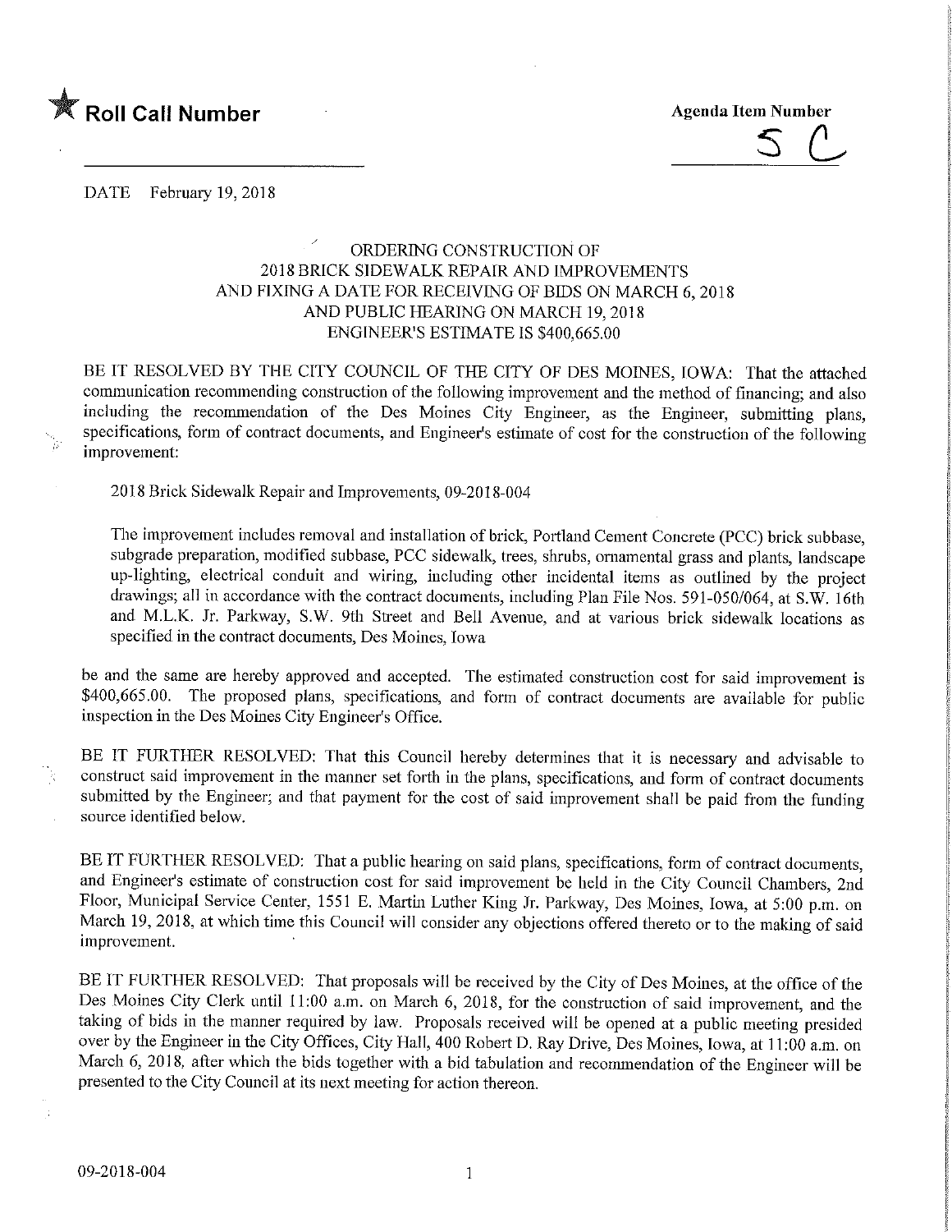★ **Roll Call Number**

**Agenda Item Number**

5 C

DATE February 19, 2018

ORDERING CONSTRUCTION OF
2018 BRICK SIDEWALK REPAIR AND IMPROVEMENTS
AND FIXING A DATE FOR RECEIVING OF BIDS ON MARCH 6, 2018
AND PUBLIC HEARING ON MARCH 19, 2018
ENGINEER'S ESTIMATE IS $400,665.00

BE IT RESOLVED BY THE CITY COUNCIL OF THE CITY OF DES MOINES, IOWA: That the attached communication recommending construction of the following improvement and the method of financing; and also including the recommendation of the Des Moines City Engineer, as the Engineer, submitting plans, specifications, form of contract documents, and Engineer's estimate of cost for the construction of the following improvement:

2018 Brick Sidewalk Repair and Improvements, 09-2018-004

The improvement includes removal and installation of brick, Portland Cement Concrete (PCC) brick subbase, subgrade preparation, modified subbase, PCC sidewalk, trees, shrubs, ornamental grass and plants, landscape up-lighting, electrical conduit and wiring, including other incidental items as outlined by the project drawings; all in accordance with the contract documents, including Plan File Nos. 591-050/064, at S.W. 16th and M.L.K. Jr. Parkway, S.W. 9th Street and Bell Avenue, and at various brick sidewalk locations as specified in the contract documents, Des Moines, Iowa

be and the same are hereby approved and accepted. The estimated construction cost for said improvement is $400,665.00. The proposed plans, specifications, and form of contract documents are available for public inspection in the Des Moines City Engineer's Office.

BE IT FURTHER RESOLVED: That this Council hereby determines that it is necessary and advisable to construct said improvement in the manner set forth in the plans, specifications, and form of contract documents submitted by the Engineer; and that payment for the cost of said improvement shall be paid from the funding source identified below.

BE IT FURTHER RESOLVED: That a public hearing on said plans, specifications, form of contract documents, and Engineer's estimate of construction cost for said improvement be held in the City Council Chambers, 2nd Floor, Municipal Service Center, 1551 E. Martin Luther King Jr. Parkway, Des Moines, Iowa, at 5:00 p.m. on March 19, 2018, at which time this Council will consider any objections offered thereto or to the making of said improvement.

BE IT FURTHER RESOLVED: That proposals will be received by the City of Des Moines, at the office of the Des Moines City Clerk until 11:00 a.m. on March 6, 2018, for the construction of said improvement, and the taking of bids in the manner required by law. Proposals received will be opened at a public meeting presided over by the Engineer in the City Offices, City Hall, 400 Robert D. Ray Drive, Des Moines, Iowa, at 11:00 a.m. on March 6, 2018, after which the bids together with a bid tabulation and recommendation of the Engineer will be presented to the City Council at its next meeting for action thereon.

09-2018-004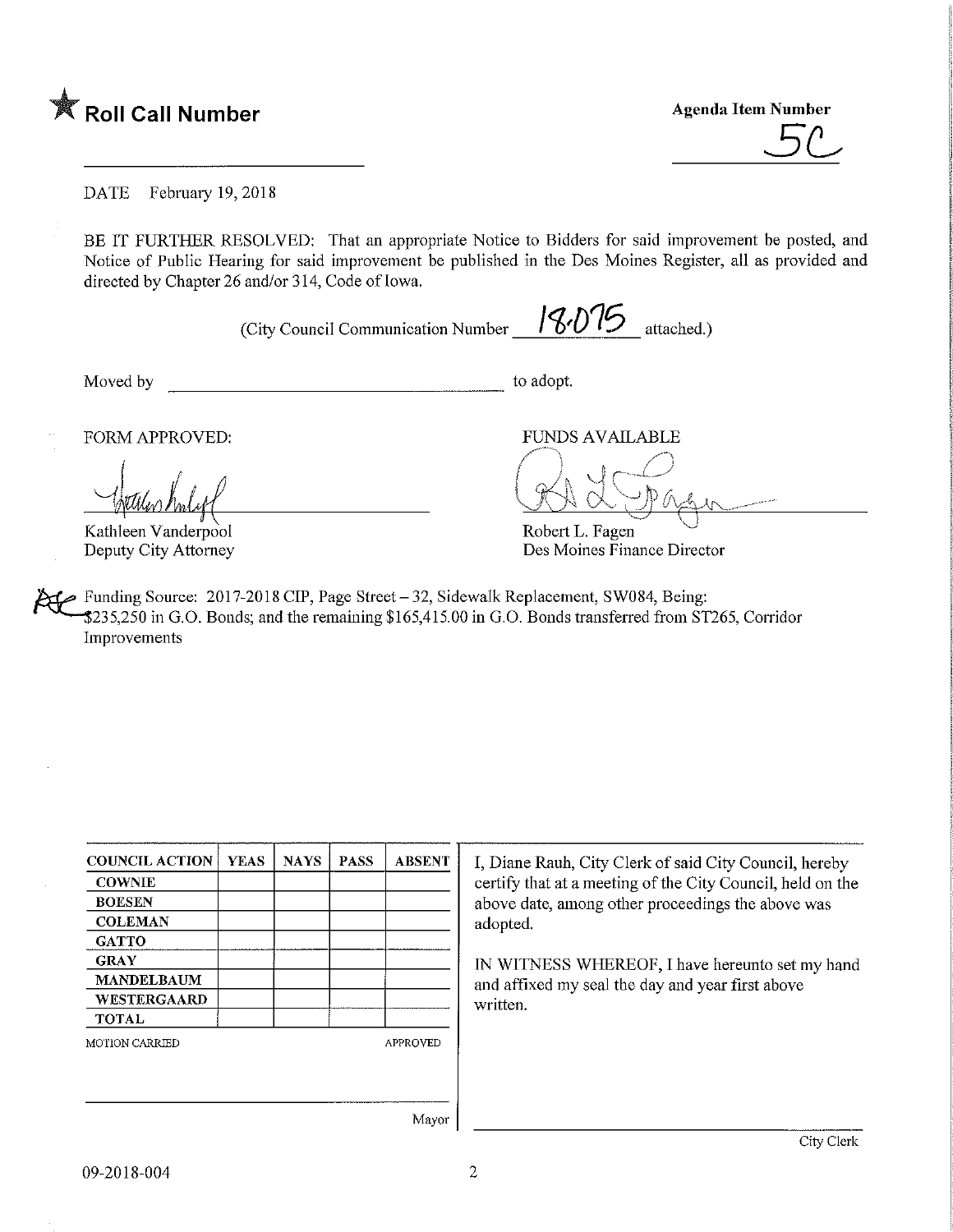★ **Roll Call Number**

**Agenda Item Number**

5C

DATE February 19, 2018

BE IT FURTHER RESOLVED: That an appropriate Notice to Bidders for said improvement be posted, and Notice of Public Hearing for said improvement be published in the Des Moines Register, all as provided and directed by Chapter 26 and/or 314, Code of Iowa.

(City Council Communication Number 18-075 attached.)

Moved by ______________________ to adopt.

FORM APPROVED:

Kathleen Vanderpool
Deputy City Attorney

FUNDS AVAILABLE

Robert L. Fagen
Des Moines Finance Director

Funding Source: 2017-2018 CIP, Page Street – 32, Sidewalk Replacement, SW084, Being: $235,250 in G.O. Bonds; and the remaining $165,415.00 in G.O. Bonds transferred from ST265, Corridor Improvements

| COUNCIL ACTION | YEAS | NAYS | PASS | ABSENT |
|---|---|---|---|---|
| COWNIE | | | | |
| BOESEN | | | | |
| COLEMAN | | | | |
| GATTO | | | | |
| GRAY | | | | |
| MANDELBAUM | | | | |
| WESTERGAARD | | | | |
| TOTAL | | | | |

MOTION CARRIED APPROVED

Mayor

I, Diane Rauh, City Clerk of said City Council, hereby certify that at a meeting of the City Council, held on the above date, among other proceedings the above was adopted.

IN WITNESS WHEREOF, I have hereunto set my hand and affixed my seal the day and year first above written.

City Clerk

09-2018-004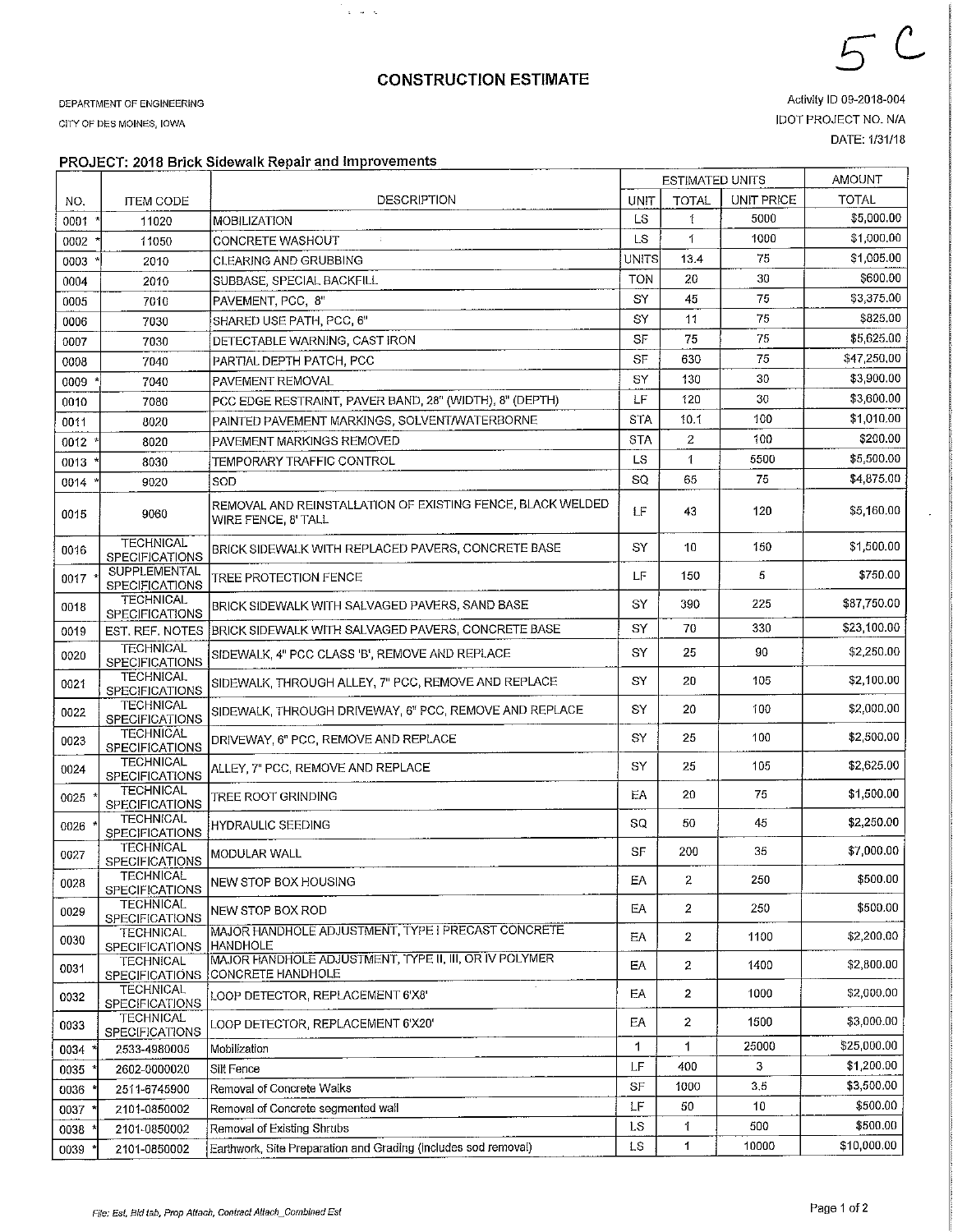5 C

# CONSTRUCTION ESTIMATE

DEPARTMENT OF ENGINEERING
CITY OF DES MOINES, IOWA

Activity ID 09-2018-004
IDOT PROJECT NO. N/A
DATE: 1/31/18

## PROJECT: 2018 Brick Sidewalk Repair and Improvements

| NO. | ITEM CODE | DESCRIPTION | ESTIMATED UNITS UNIT | TOTAL | UNIT PRICE | AMOUNT TOTAL |
|---|---|---|---|---|---|---|
| 0001 * | 11020 | MOBILIZATION | LS | 1 | 5000 | $5,000.00 |
| 0002 * | 11050 | CONCRETE WASHOUT | LS | 1 | 1000 | $1,000.00 |
| 0003 * | 2010 | CLEARING AND GRUBBING | UNITS | 13.4 | 75 | $1,005.00 |
| 0004 | 2010 | SUBBASE, SPECIAL BACKFILL | TON | 20 | 30 | $600.00 |
| 0005 | 7010 | PAVEMENT, PCC, 8" | SY | 45 | 75 | $3,375.00 |
| 0006 | 7030 | SHARED USE PATH, PCC, 6" | SY | 11 | 75 | $825.00 |
| 0007 | 7030 | DETECTABLE WARNING, CAST IRON | SF | 75 | 75 | $5,625.00 |
| 0008 | 7040 | PARTIAL DEPTH PATCH, PCC | SF | 630 | 75 | $47,250.00 |
| 0009 * | 7040 | PAVEMENT REMOVAL | SY | 130 | 30 | $3,900.00 |
| 0010 | 7080 | PCC EDGE RESTRAINT, PAVER BAND, 28" (WIDTH), 8" (DEPTH) | LF | 120 | 30 | $3,600.00 |
| 0011 | 8020 | PAINTED PAVEMENT MARKINGS, SOLVENT/WATERBORNE | STA | 10.1 | 100 | $1,010.00 |
| 0012 * | 8020 | PAVEMENT MARKINGS REMOVED | STA | 2 | 100 | $200.00 |
| 0013 * | 8030 | TEMPORARY TRAFFIC CONTROL | LS | 1 | 5500 | $5,500.00 |
| 0014 * | 9020 | SOD | SQ | 65 | 75 | $4,875.00 |
| 0015 | 9060 | REMOVAL AND REINSTALLATION OF EXISTING FENCE, BLACK WELDED WIRE FENCE, 8' TALL | LF | 43 | 120 | $5,160.00 |
| 0016 | TECHNICAL SPECIFICATIONS | BRICK SIDEWALK WITH REPLACED PAVERS, CONCRETE BASE | SY | 10 | 150 | $1,500.00 |
| 0017 * | SUPPLEMENTAL SPECIFICATIONS | TREE PROTECTION FENCE | LF | 150 | 5 | $750.00 |
| 0018 | TECHNICAL SPECIFICATIONS | BRICK SIDEWALK WITH SALVAGED PAVERS, SAND BASE | SY | 390 | 225 | $87,750.00 |
| 0019 | EST. REF. NOTES | BRICK SIDEWALK WITH SALVAGED PAVERS, CONCRETE BASE | SY | 70 | 330 | $23,100.00 |
| 0020 | TECHNICAL SPECIFICATIONS | SIDEWALK, 4" PCC CLASS 'B', REMOVE AND REPLACE | SY | 25 | 90 | $2,250.00 |
| 0021 | TECHNICAL SPECIFICATIONS | SIDEWALK, THROUGH ALLEY, 7" PCC, REMOVE AND REPLACE | SY | 20 | 105 | $2,100.00 |
| 0022 | TECHNICAL SPECIFICATIONS | SIDEWALK, THROUGH DRIVEWAY, 6" PCC, REMOVE AND REPLACE | SY | 20 | 100 | $2,000.00 |
| 0023 | TECHNICAL SPECIFICATIONS | DRIVEWAY, 6" PCC, REMOVE AND REPLACE | SY | 25 | 100 | $2,500.00 |
| 0024 | TECHNICAL SPECIFICATIONS | ALLEY, 7" PCC, REMOVE AND REPLACE | SY | 25 | 105 | $2,625.00 |
| 0025 * | TECHNICAL SPECIFICATIONS | TREE ROOT GRINDING | EA | 20 | 75 | $1,500.00 |
| 0026 * | TECHNICAL SPECIFICATIONS | HYDRAULIC SEEDING | SQ | 50 | 45 | $2,250.00 |
| 0027 | TECHNICAL SPECIFICATIONS | MODULAR WALL | SF | 200 | 35 | $7,000.00 |
| 0028 | TECHNICAL SPECIFICATIONS | NEW STOP BOX HOUSING | EA | 2 | 250 | $500.00 |
| 0029 | TECHNICAL SPECIFICATIONS | NEW STOP BOX ROD | EA | 2 | 250 | $500.00 |
| 0030 | TECHNICAL SPECIFICATIONS | MAJOR HANDHOLE ADJUSTMENT, TYPE I PRECAST CONCRETE HANDHOLE | EA | 2 | 1100 | $2,200.00 |
| 0031 | TECHNICAL SPECIFICATIONS | MAJOR HANDHOLE ADJUSTMENT, TYPE II, III, OR IV POLYMER CONCRETE HANDHOLE | EA | 2 | 1400 | $2,800.00 |
| 0032 | TECHNICAL SPECIFICATIONS | LOOP DETECTOR, REPLACEMENT 6'X8' | EA | 2 | 1000 | $2,000.00 |
| 0033 | TECHNICAL SPECIFICATIONS | LOOP DETECTOR, REPLACEMENT 6'X20' | EA | 2 | 1500 | $3,000.00 |
| 0034 * | 2533-4980005 | Mobilization | 1 | 1 | 25000 | $25,000.00 |
| 0035 * | 2602-0000020 | Silt Fence | LF | 400 | 3 | $1,200.00 |
| 0036 * | 2511-6745900 | Removal of Concrete Walks | SF | 1000 | 3.5 | $3,500.00 |
| 0037 * | 2101-0850002 | Removal of Concrete segmented wall | LF | 50 | 10 | $500.00 |
| 0038 * | 2101-0850002 | Removal of Existing Shrubs | LS | 1 | 500 | $500.00 |
| 0039 * | 2101-0850002 | Earthwork, Site Preparation and Grading (includes sod removal) | LS | 1 | 10000 | $10,000.00 |

File: Est, Bid tab, Prop Attach, Contract Attach_Combined Est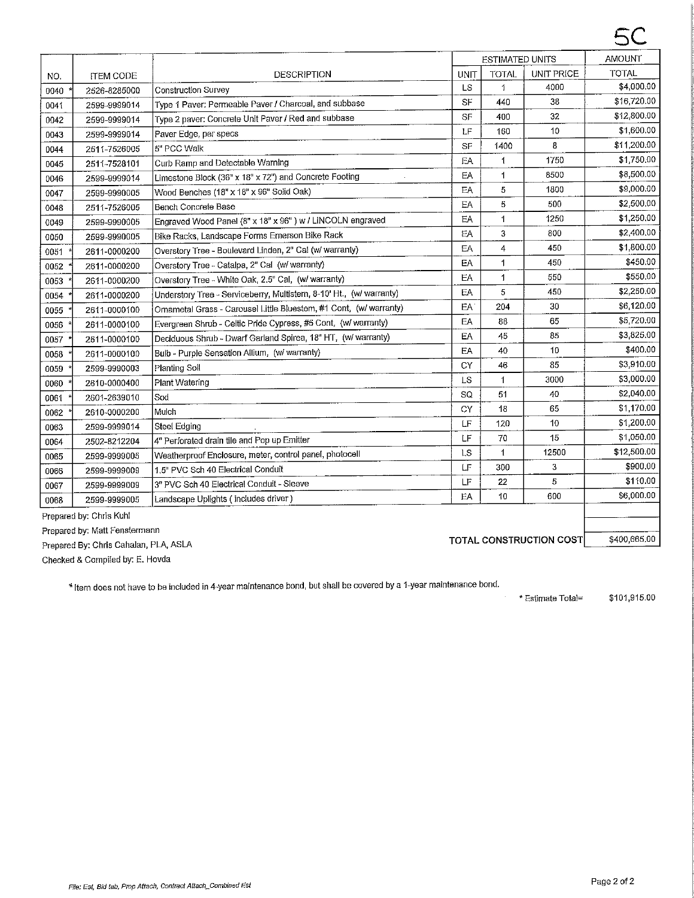5C

| NO. | ITEM CODE | DESCRIPTION | ESTIMATED UNITS | | | AMOUNT |
|---|---|---|---|---|---|---|
| | | | UNIT | TOTAL | UNIT PRICE | TOTAL |
| 0040 * | 2526-8285000 | Construction Survey | LS | 1 | 4000 | $4,000.00 |
| 0041 | 2599-9999014 | Type 1 Paver: Permeable Paver / Charcoal, and subbase | SF | 440 | 38 | $16,720.00 |
| 0042 | 2599-9999014 | Type 2 paver: Concrete Unit Paver / Red and subbase | SF | 400 | 32 | $12,800.00 |
| 0043 | 2599-9999014 | Paver Edge, per specs | LF | 160 | 10 | $1,600.00 |
| 0044 | 2511-7526005 | 5" PCC Walk | SF | 1400 | 8 | $11,200.00 |
| 0045 | 2511-7528101 | Curb Ramp and Detectable Warning | EA | 1 | 1750 | $1,750.00 |
| 0046 | 2599-9999014 | Limestone Block (36" x 18" x 72") and Concrete Footing | EA | 1 | 8500 | $8,500.00 |
| 0047 | 2599-9990005 | Wood Benches (18" x 18" x 96" Solid Oak) | EA | 5 | 1800 | $9,000.00 |
| 0048 | 2511-7526005 | Bench Concrete Base | EA | 5 | 500 | $2,500.00 |
| 0049 | 2599-9990005 | Engraved Wood Panel (8" x 18" x 96" ) w / LINCOLN engraved | EA | 1 | 1250 | $1,250.00 |
| 0050 | 2599-9990005 | Bike Racks, Landscape Forms Emerson Bike Rack | EA | 3 | 800 | $2,400.00 |
| 0051 * | 2611-0000200 | Overstory Tree - Boulevard Linden, 2" Cal (w/ warranty) | EA | 4 | 450 | $1,800.00 |
| 0052 * | 2611-0000200 | Overstory Tree - Catalpa, 2" Cal (w/ warranty) | EA | 1 | 450 | $450.00 |
| 0053 * | 2611-0000200 | Overstory Tree - White Oak, 2.5" Cal, (w/ warranty) | EA | 1 | 550 | $550.00 |
| 0054 * | 2611-0000200 | Understory Tree - Serviceberry, Multistem, 8-10' Ht., (w/ warranty) | EA | 5 | 450 | $2,250.00 |
| 0055 * | 2611-0000100 | Ornametal Grass - Carousel Little Bluestem, #1 Cont, (w/ warranty) | EA | 204 | 30 | $6,120.00 |
| 0056 * | 2611-0000100 | Evergreen Shrub - Celtic Pride Cypress, #5 Cont, (w/ warranty) | EA | 88 | 65 | $5,720.00 |
| 0057 * | 2611-0000100 | Deciduous Shrub - Dwarf Garland Spirea, 18" HT, (w/ warranty) | EA | 45 | 85 | $3,825.00 |
| 0058 * | 2611-0000100 | Bulb - Purple Sensation Allium, (w/ warranty) | EA | 40 | 10 | $400.00 |
| 0059 * | 2599-9990003 | Planting Soil | CY | 46 | 85 | $3,910.00 |
| 0060 * | 2610-0000400 | Plant Watering | LS | 1 | 3000 | $3,000.00 |
| 0061 * | 2601-2639010 | Sod | SQ | 51 | 40 | $2,040.00 |
| 0062 * | 2610-0000200 | Mulch | CY | 18 | 65 | $1,170.00 |
| 0063 | 2599-9999014 | Steel Edging | LF | 120 | 10 | $1,200.00 |
| 0064 | 2502-8212204 | 4" Perforated drain tile and Pop up Emitter | LF | 70 | 15 | $1,050.00 |
| 0065 | 2599-9999005 | Weatherproof Enclosure, meter, control panel, photocell | LS | 1 | 12500 | $12,500.00 |
| 0066 | 2599-9999009 | 1.5" PVC Sch 40 Electrical Conduit | LF | 300 | 3 | $900.00 |
| 0067 | 2599-9999009 | 3" PVC Sch 40 Electrical Conduit - Sleeve | LF | 22 | 5 | $110.00 |
| 0068 | 2599-9999005 | Landscape Uplights ( includes driver ) | EA | 10 | 600 | $6,000.00 |
| | | | | | TOTAL CONSTRUCTION COST | $400,665.00 |

Prepared by: Chris Kuhl

Prepared by: Matt Fenstermann

Prepared By: Chris Cahalan, PLA, ASLA

Checked & Compiled by: E. Hovda

* Item does not have to be included in 4-year maintenance bond, but shall be covered by a 1-year maintenance bond.

* Estimate Total= $101,915.00

File: Est, Bid tab, Prop Attach, Contract Attach_Combined Est